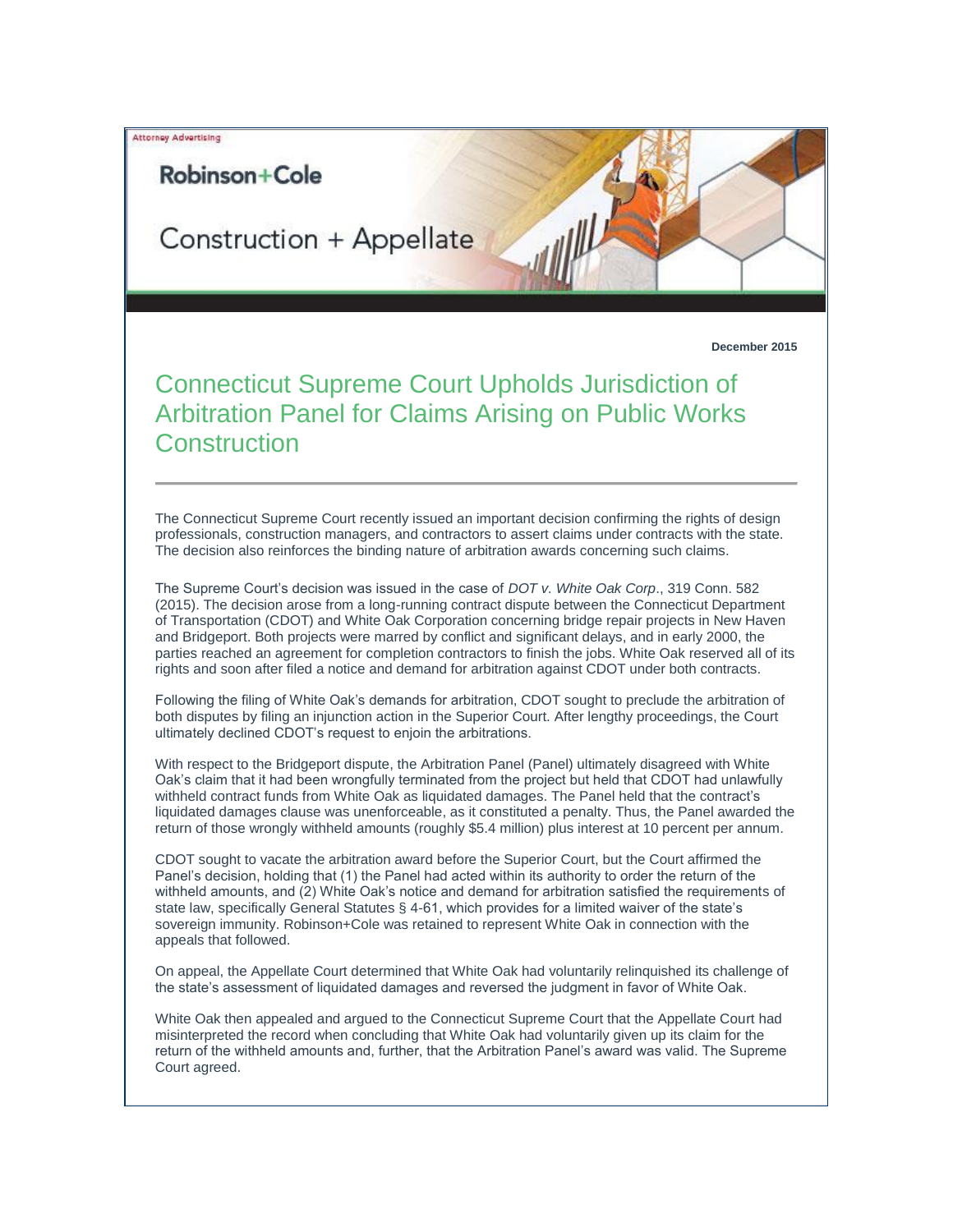Attorney Advertising

Robinson+Cole

Construction + Appellate

December 2015

# Connecticut Supreme Court Upholds Jurisdiction of Arbitration Panel for Claims Arising on Public Works Construction

The Connecticut Supreme Court recently issued an important decision confirming the rights of design professionals, construction managers, and contractors to assert claims under contracts with the state. The decision also reinforces the binding nature of arbitration awards concerning such claims.

The Supreme Court's decision was issued in the case of *DOT v. White Oak Corp*., 319 Conn. 582 (2015). The decision arose from a long-running contract dispute between the Connecticut Department of Transportation (CDOT) and White Oak Corporation concerning bridge repair projects in New Haven and Bridgeport. Both projects were marred by conflict and significant delays, and in early 2000, the parties reached an agreement for completion contractors to finish the jobs. White Oak reserved all of its rights and soon after filed a notice and demand for arbitration against CDOT under both contracts.

Following the filing of White Oak's demands for arbitration, CDOT sought to preclude the arbitration of both disputes by filing an injunction action in the Superior Court. After lengthy proceedings, the Court ultimately declined CDOT's request to enjoin the arbitrations.

With respect to the Bridgeport dispute, the Arbitration Panel (Panel) ultimately disagreed with White Oak's claim that it had been wrongfully terminated from the project but held that CDOT had unlawfully withheld contract funds from White Oak as liquidated damages. The Panel held that the contract's liquidated damages clause was unenforceable, as it constituted a penalty. Thus, the Panel awarded the return of those wrongly withheld amounts (roughly $5.4 million) plus interest at 10 percent per annum.

CDOT sought to vacate the arbitration award before the Superior Court, but the Court affirmed the Panel's decision, holding that (1) the Panel had acted within its authority to order the return of the withheld amounts, and (2) White Oak's notice and demand for arbitration satisfied the requirements of state law, specifically General Statutes § 4-61, which provides for a limited waiver of the state's sovereign immunity. Robinson+Cole was retained to represent White Oak in connection with the appeals that followed.

On appeal, the Appellate Court determined that White Oak had voluntarily relinquished its challenge of the state's assessment of liquidated damages and reversed the judgment in favor of White Oak.

White Oak then appealed and argued to the Connecticut Supreme Court that the Appellate Court had misinterpreted the record when concluding that White Oak had voluntarily given up its claim for the return of the withheld amounts and, further, that the Arbitration Panel's award was valid. The Supreme Court agreed.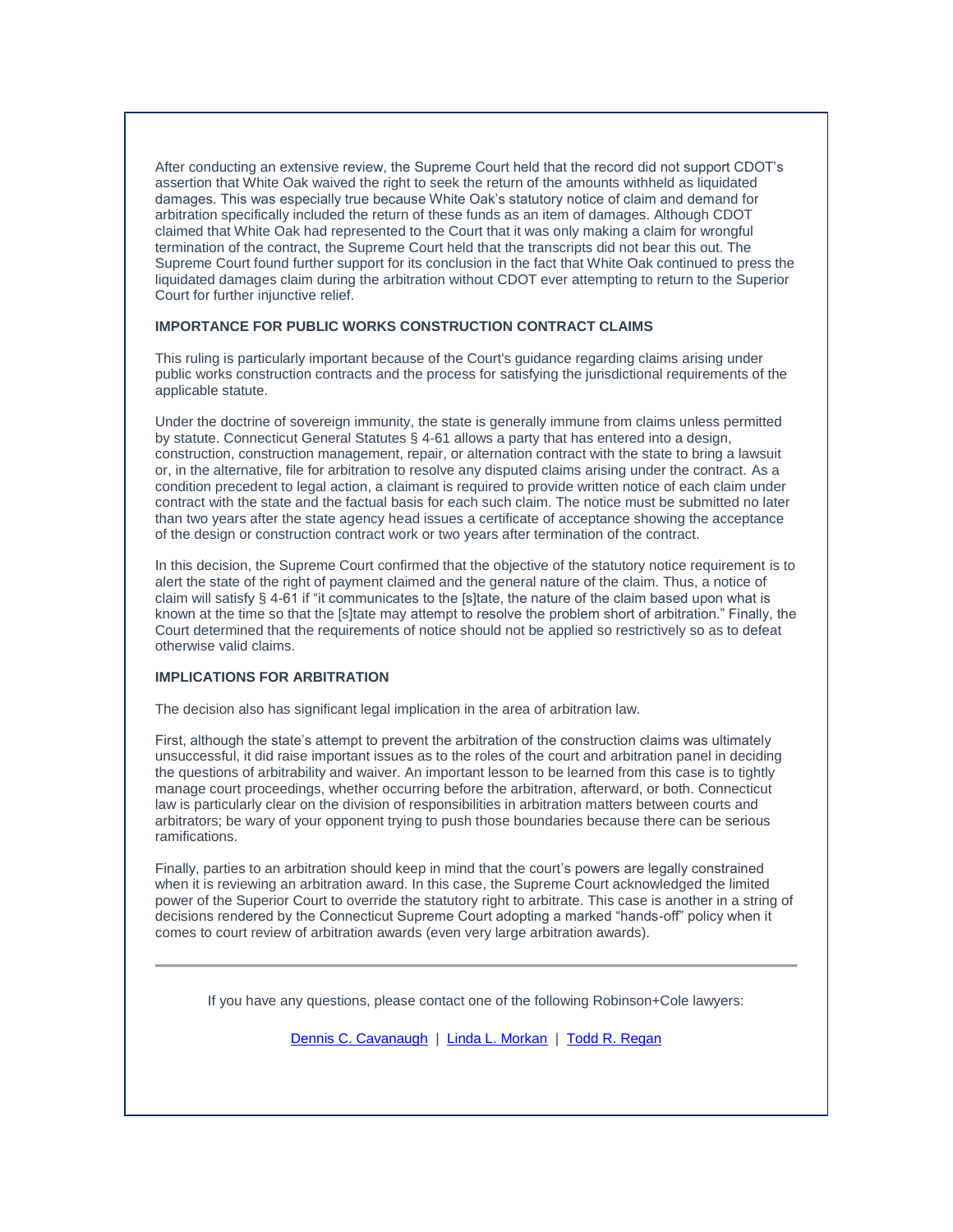After conducting an extensive review, the Supreme Court held that the record did not support CDOT's assertion that White Oak waived the right to seek the return of the amounts withheld as liquidated damages. This was especially true because White Oak's statutory notice of claim and demand for arbitration specifically included the return of these funds as an item of damages. Although CDOT claimed that White Oak had represented to the Court that it was only making a claim for wrongful termination of the contract, the Supreme Court held that the transcripts did not bear this out. The Supreme Court found further support for its conclusion in the fact that White Oak continued to press the liquidated damages claim during the arbitration without CDOT ever attempting to return to the Superior Court for further injunctive relief.

**IMPORTANCE FOR PUBLIC WORKS CONSTRUCTION CONTRACT CLAIMS**

This ruling is particularly important because of the Court's guidance regarding claims arising under public works construction contracts and the process for satisfying the jurisdictional requirements of the applicable statute.

Under the doctrine of sovereign immunity, the state is generally immune from claims unless permitted by statute. Connecticut General Statutes § 4-61 allows a party that has entered into a design, construction, construction management, repair, or alternation contract with the state to bring a lawsuit or, in the alternative, file for arbitration to resolve any disputed claims arising under the contract. As a condition precedent to legal action, a claimant is required to provide written notice of each claim under contract with the state and the factual basis for each such claim. The notice must be submitted no later than two years after the state agency head issues a certificate of acceptance showing the acceptance of the design or construction contract work or two years after termination of the contract.

In this decision, the Supreme Court confirmed that the objective of the statutory notice requirement is to alert the state of the right of payment claimed and the general nature of the claim. Thus, a notice of claim will satisfy § 4-61 if "it communicates to the [s]tate, the nature of the claim based upon what is known at the time so that the [s]tate may attempt to resolve the problem short of arbitration." Finally, the Court determined that the requirements of notice should not be applied so restrictively so as to defeat otherwise valid claims.

**IMPLICATIONS FOR ARBITRATION**

The decision also has significant legal implication in the area of arbitration law.

First, although the state's attempt to prevent the arbitration of the construction claims was ultimately unsuccessful, it did raise important issues as to the roles of the court and arbitration panel in deciding the questions of arbitrability and waiver. An important lesson to be learned from this case is to tightly manage court proceedings, whether occurring before the arbitration, afterward, or both. Connecticut law is particularly clear on the division of responsibilities in arbitration matters between courts and arbitrators; be wary of your opponent trying to push those boundaries because there can be serious ramifications.

Finally, parties to an arbitration should keep in mind that the court's powers are legally constrained when it is reviewing an arbitration award. In this case, the Supreme Court acknowledged the limited power of the Superior Court to override the statutory right to arbitrate. This case is another in a string of decisions rendered by the Connecticut Supreme Court adopting a marked "hands-off" policy when it comes to court review of arbitration awards (even very large arbitration awards).

---

If you have any questions, please contact one of the following Robinson+Cole lawyers:

Dennis C. Cavanaugh | Linda L. Morkan | Todd R. Regan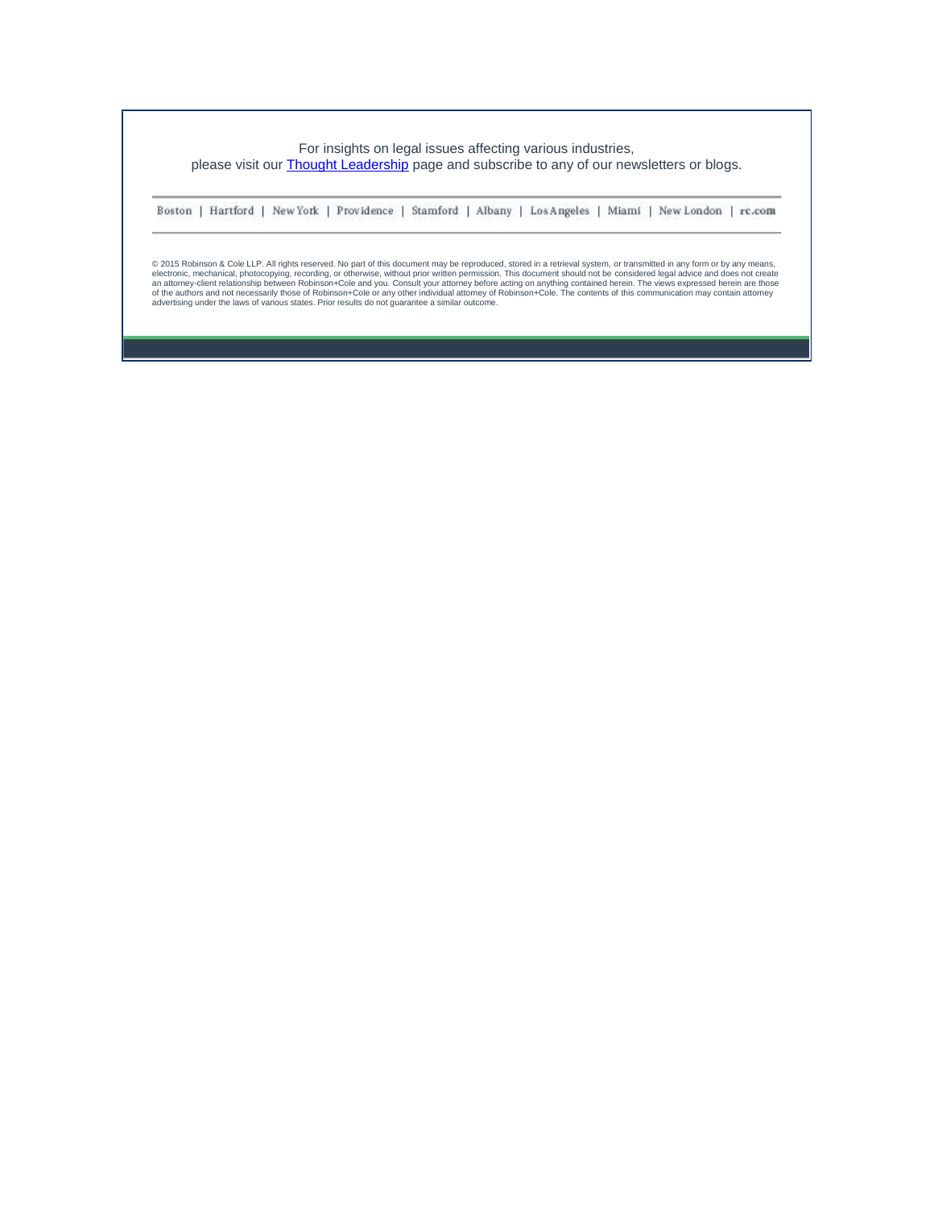For insights on legal issues affecting various industries,
please visit our Thought Leadership page and subscribe to any of our newsletters or blogs.

Boston | Hartford | New York | Providence | Stamford | Albany | Los Angeles | Miami | New London | rc.com

© 2015 Robinson & Cole LLP. All rights reserved. No part of this document may be reproduced, stored in a retrieval system, or transmitted in any form or by any means, electronic, mechanical, photocopying, recording, or otherwise, without prior written permission. This document should not be considered legal advice and does not create an attorney-client relationship between Robinson+Cole and you. Consult your attorney before acting on anything contained herein. The views expressed herein are those of the authors and not necessarily those of Robinson+Cole or any other individual attorney of Robinson+Cole. The contents of this communication may contain attorney advertising under the laws of various states. Prior results do not guarantee a similar outcome.